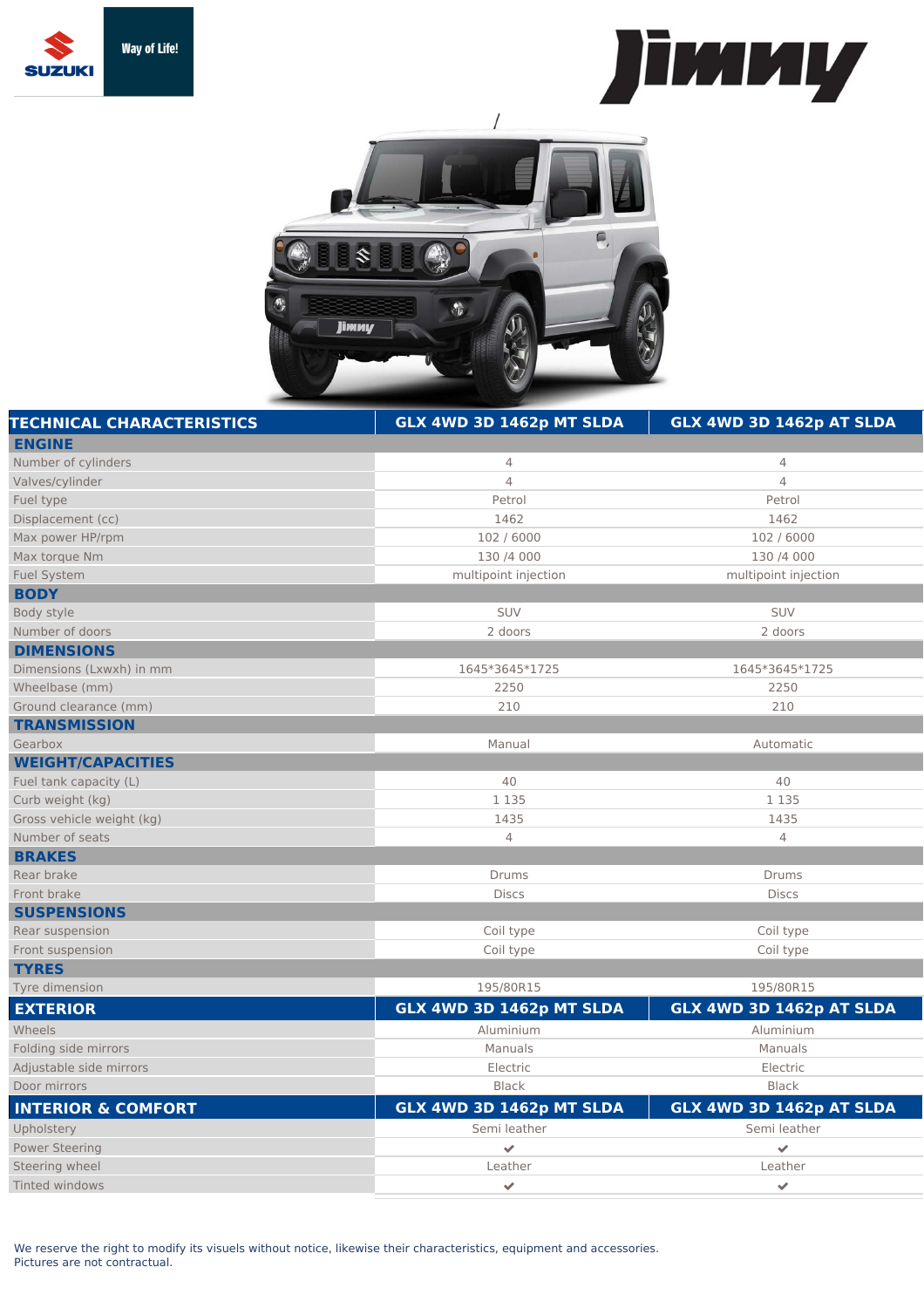Suzuki Way of Life!

# Jimny

| TECHNICAL CHARACTERISTICS | GLX 4WD 3D 1462p MT SLDA | GLX 4WD 3D 1462p AT SLDA |
|---|---|---|
| **ENGINE** | | |
| Number of cylinders | 4 | 4 |
| Valves/cylinder | 4 | 4 |
| Fuel type | Petrol | Petrol |
| Displacement (cc) | 1462 | 1462 |
| Max power HP/rpm | 102 / 6000 | 102 / 6000 |
| Max torque Nm | 130 /4 000 | 130 /4 000 |
| Fuel System | multipoint injection | multipoint injection |
| **BODY** | | |
| Body style | SUV | SUV |
| Number of doors | 2 doors | 2 doors |
| **DIMENSIONS** | | |
| Dimensions (Lxwxh) in mm | 1645*3645*1725 | 1645*3645*1725 |
| Wheelbase (mm) | 2250 | 2250 |
| Ground clearance (mm) | 210 | 210 |
| **TRANSMISSION** | | |
| Gearbox | Manual | Automatic |
| **WEIGHT/CAPACITIES** | | |
| Fuel tank capacity (L) | 40 | 40 |
| Curb weight (kg) | 1 135 | 1 135 |
| Gross vehicle weight (kg) | 1435 | 1435 |
| Number of seats | 4 | 4 |
| **BRAKES** | | |
| Rear brake | Drums | Drums |
| Front brake | Discs | Discs |
| **SUSPENSIONS** | | |
| Rear suspension | Coil type | Coil type |
| Front suspension | Coil type | Coil type |
| **TYRES** | | |
| Tyre dimension | 195/80R15 | 195/80R15 |

| EXTERIOR | GLX 4WD 3D 1462p MT SLDA | GLX 4WD 3D 1462p AT SLDA |
|---|---|---|
| Wheels | Aluminium | Aluminium |
| Folding side mirrors | Manuals | Manuals |
| Adjustable side mirrors | Electric | Electric |
| Door mirrors | Black | Black |

| INTERIOR & COMFORT | GLX 4WD 3D 1462p MT SLDA | GLX 4WD 3D 1462p AT SLDA |
|---|---|---|
| Upholstery | Semi leather | Semi leather |
| Power Steering | ✔ | ✔ |
| Steering wheel | Leather | Leather |
| Tinted windows | ✔ | ✔ |

We reserve the right to modify its visuels without notice, likewise their characteristics, equipment and accessories.
Pictures are not contractual.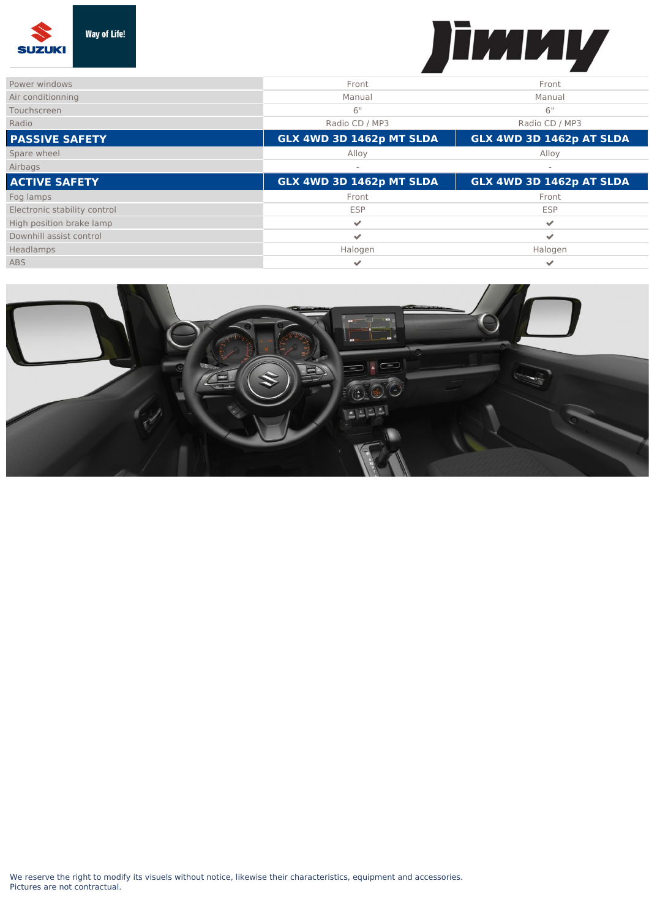| | | |
|---|---|---|
| Power windows | Front | Front |
| Air conditionning | Manual | Manual |
| Touchscreen | 6" | 6" |
| Radio | Radio CD / MP3 | Radio CD / MP3 |
| **PASSIVE SAFETY** | **GLX 4WD 3D 1462p MT SLDA** | **GLX 4WD 3D 1462p AT SLDA** |
| Spare wheel | Alloy | Alloy |
| Airbags | - | - |
| **ACTIVE SAFETY** | **GLX 4WD 3D 1462p MT SLDA** | **GLX 4WD 3D 1462p AT SLDA** |
| Fog lamps | Front | Front |
| Electronic stability control | ESP | ESP |
| High position brake lamp | ✔ | ✔ |
| Downhill assist control | ✔ | ✔ |
| Headlamps | Halogen | Halogen |
| ABS | ✔ | ✔ |

We reserve the right to modify its visuels without notice, likewise their characteristics, equipment and accessories.
Pictures are not contractual.